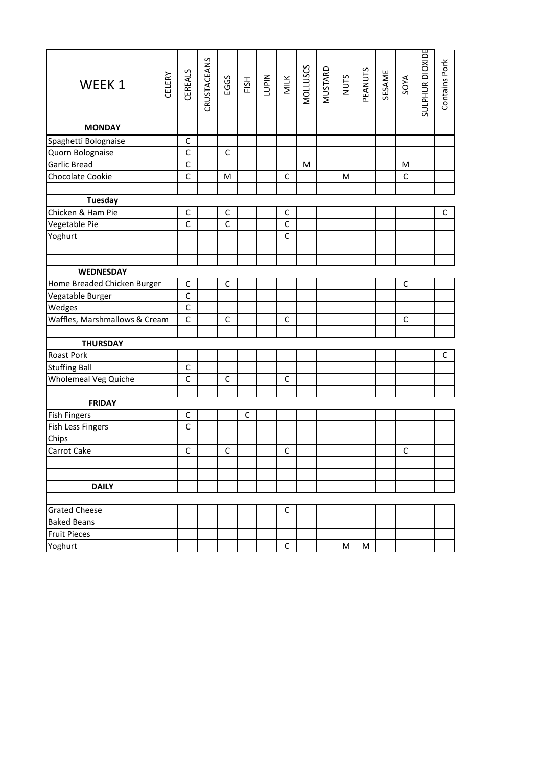| WEEK 1 | CELERY | CEREALS | CRUSTACEANS | EGGS | FISH | LUPIN | MILK | MOLLUSCS | MUSTARD | NUTS | PEANUTS | SESAME | SOYA | SULPHUR DIOXIDE | Contains Pork |
|---|---|---|---|---|---|---|---|---|---|---|---|---|---|---|---|
| **MONDAY** | | | | | | | | | | | | | | | |
| Spaghetti Bolognaise | | C | | | | | | | | | | | | | |
| Quorn Bolognaise | | C | | C | | | | | | | | | | | |
| Garlic Bread | | C | | | | | | M | | | | | M | | |
| Chocolate Cookie | | C | | M | | | C | | | M | | | C | | |
| | | | | | | | | | | | | | | | |
| **Tuesday** | | | | | | | | | | | | | | | |
| Chicken & Ham Pie | | C | | C | | | C | | | | | | | | C |
| Vegetable Pie | | C | | C | | | C | | | | | | | | |
| Yoghurt | | | | | | | C | | | | | | | | |
| | | | | | | | | | | | | | | | |
| | | | | | | | | | | | | | | | |
| **WEDNESDAY** | | | | | | | | | | | | | | | |
| Home Breaded Chicken Burger | | C | | C | | | | | | | | | C | | |
| Vegatable Burger | | C | | | | | | | | | | | | | |
| Wedges | | C | | | | | | | | | | | | | |
| Waffles, Marshmallows & Cream | | C | | C | | | C | | | | | | C | | |
| | | | | | | | | | | | | | | | |
| **THURSDAY** | | | | | | | | | | | | | | | |
| Roast Pork | | | | | | | | | | | | | | | C |
| Stuffing Ball | | C | | | | | | | | | | | | | |
| Wholemeal Veg Quiche | | C | | C | | | C | | | | | | | | |
| | | | | | | | | | | | | | | | |
| **FRIDAY** | | | | | | | | | | | | | | | |
| Fish Fingers | | C | | | C | | | | | | | | | | |
| Fish Less Fingers | | C | | | | | | | | | | | | | |
| Chips | | | | | | | | | | | | | | | |
| Carrot Cake | | C | | C | | | C | | | | | | C | | |
| | | | | | | | | | | | | | | | |
| | | | | | | | | | | | | | | | |
| **DAILY** | | | | | | | | | | | | | | | |
| | | | | | | | | | | | | | | | |
| Grated Cheese | | | | | | | C | | | | | | | | |
| Baked Beans | | | | | | | | | | | | | | | |
| Fruit Pieces | | | | | | | | | | | | | | | |
| Yoghurt | | | | | | | C | | | M | M | | | | |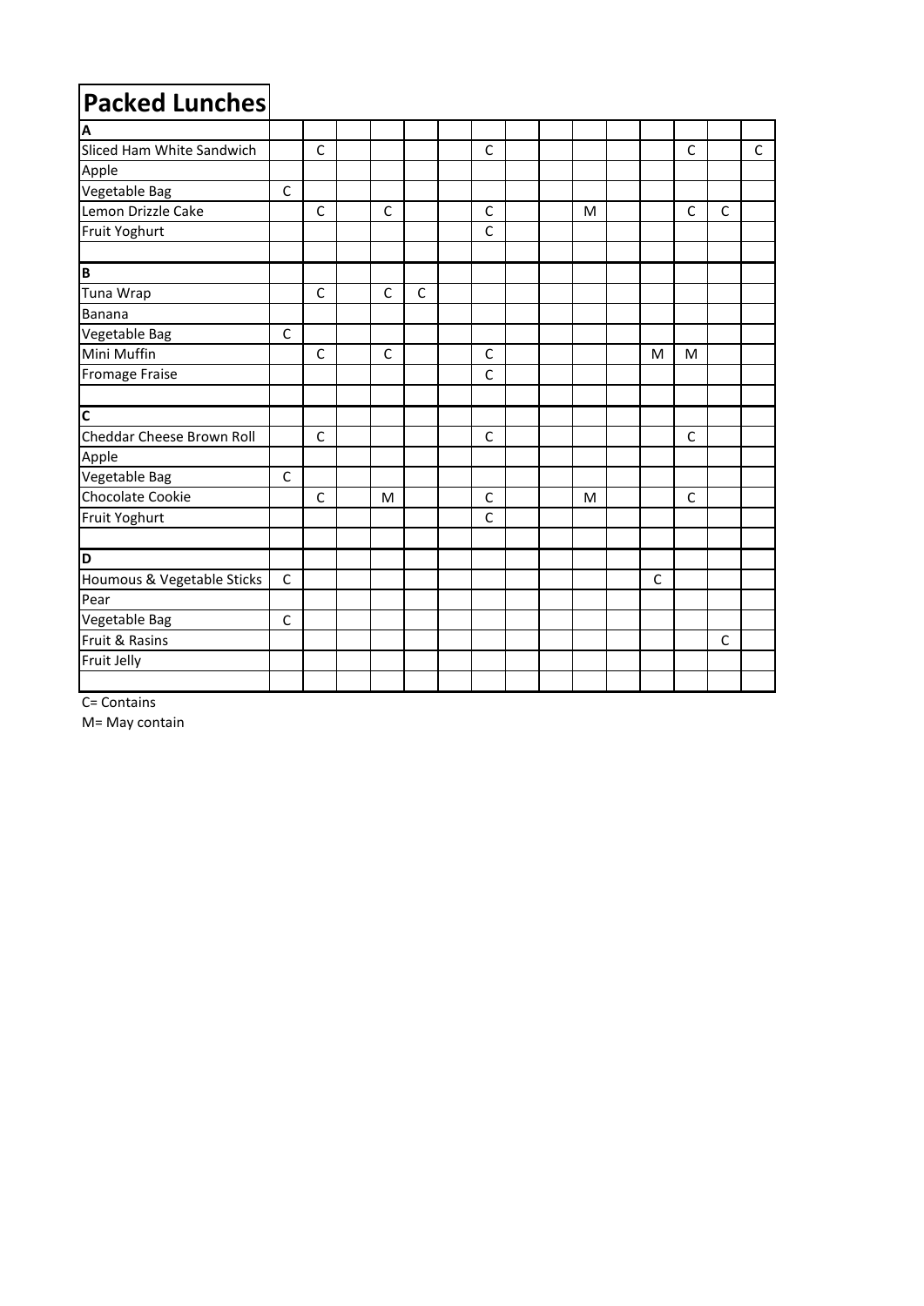# Packed Lunches

| | | | | | | | | | | | | | | | |
|---|---|---|---|---|---|---|---|---|---|---|---|---|---|---|---|
| **A** | | | | | | | | | | | | | | | |
| Sliced Ham White Sandwich | | C | | | | | C | | | | | | C | | C |
| Apple | | | | | | | | | | | | | | | |
| Vegetable Bag | C | | | | | | | | | | | | | | |
| Lemon Drizzle Cake | | C | | C | | | C | | | M | | | C | C | |
| Fruit Yoghurt | | | | | | | C | | | | | | | | |
| | | | | | | | | | | | | | | | |
| **B** | | | | | | | | | | | | | | | |
| Tuna Wrap | | C | | C | C | | | | | | | | | | |
| Banana | | | | | | | | | | | | | | | |
| Vegetable Bag | C | | | | | | | | | | | | | | |
| Mini Muffin | | C | | C | | | C | | | | | M | M | | |
| Fromage Fraise | | | | | | | C | | | | | | | | |
| | | | | | | | | | | | | | | | |
| **C** | | | | | | | | | | | | | | | |
| Cheddar Cheese Brown Roll | | C | | | | | C | | | | | | C | | |
| Apple | | | | | | | | | | | | | | | |
| Vegetable Bag | C | | | | | | | | | | | | | | |
| Chocolate Cookie | | C | | M | | | C | | | M | | | C | | |
| Fruit Yoghurt | | | | | | | C | | | | | | | | |
| | | | | | | | | | | | | | | | |
| **D** | | | | | | | | | | | | | | | |
| Houmous & Vegetable Sticks | C | | | | | | | | | | | C | | | |
| Pear | | | | | | | | | | | | | | | |
| Vegetable Bag | C | | | | | | | | | | | | | | |
| Fruit & Rasins | | | | | | | | | | | | | | C | |
| Fruit Jelly | | | | | | | | | | | | | | | |
| | | | | | | | | | | | | | | | |

C= Contains

M= May contain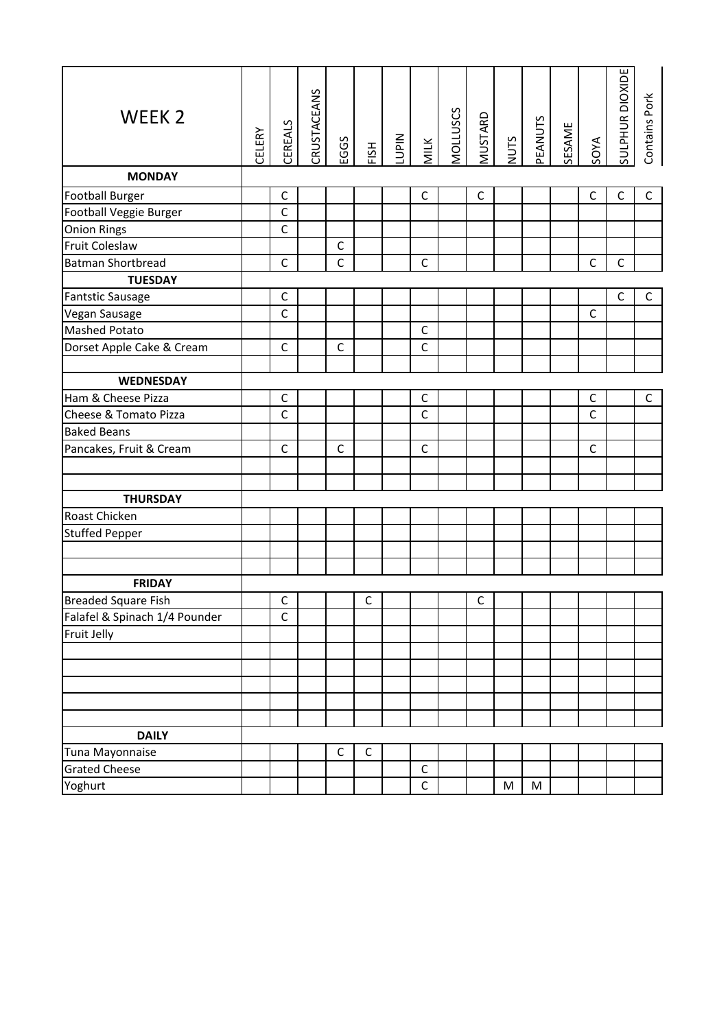| WEEK 2 | CELERY | CEREALS | CRUSTACEANS | EGGS | FISH | LUPIN | MILK | MOLLUSCS | MUSTARD | NUTS | PEANUTS | SESAME | SOYA | SULPHUR DIOXIDE | Contains Pork |
|---|---|---|---|---|---|---|---|---|---|---|---|---|---|---|---|
| **MONDAY** | | | | | | | | | | | | | | | |
| Football Burger | | C | | | | | C | | C | | | | C | C | C |
| Football Veggie Burger | | C | | | | | | | | | | | | | |
| Onion Rings | | C | | | | | | | | | | | | | |
| Fruit Coleslaw | | | | C | | | | | | | | | | | |
| Batman Shortbread | | C | | C | | | C | | | | | | C | C | |
| **TUESDAY** | | | | | | | | | | | | | | | |
| Fantstic Sausage | | C | | | | | | | | | | | | C | C |
| Vegan Sausage | | C | | | | | | | | | | | C | | |
| Mashed Potato | | | | | | | C | | | | | | | | |
| Dorset Apple Cake & Cream | | C | | C | | | C | | | | | | | | |
| | | | | | | | | | | | | | | | |
| **WEDNESDAY** | | | | | | | | | | | | | | | |
| Ham & Cheese Pizza | | C | | | | | C | | | | | | C | | C |
| Cheese & Tomato Pizza | | C | | | | | C | | | | | | C | | |
| Baked Beans | | | | | | | | | | | | | | | |
| Pancakes, Fruit & Cream | | C | | C | | | C | | | | | | C | | |
| | | | | | | | | | | | | | | | |
| | | | | | | | | | | | | | | | |
| **THURSDAY** | | | | | | | | | | | | | | | |
| Roast Chicken | | | | | | | | | | | | | | | |
| Stuffed Pepper | | | | | | | | | | | | | | | |
| | | | | | | | | | | | | | | | |
| | | | | | | | | | | | | | | | |
| **FRIDAY** | | | | | | | | | | | | | | | |
| Breaded Square Fish | | C | | | C | | | | C | | | | | | |
| Falafel & Spinach 1/4 Pounder | | C | | | | | | | | | | | | | |
| Fruit Jelly | | | | | | | | | | | | | | | |
| | | | | | | | | | | | | | | | |
| | | | | | | | | | | | | | | | |
| | | | | | | | | | | | | | | | |
| | | | | | | | | | | | | | | | |
| | | | | | | | | | | | | | | | |
| **DAILY** | | | | | | | | | | | | | | | |
| Tuna Mayonnaise | | | | C | C | | | | | | | | | | |
| Grated Cheese | | | | | | | C | | | | | | | | |
| Yoghurt | | | | | | | C | | | M | M | | | | |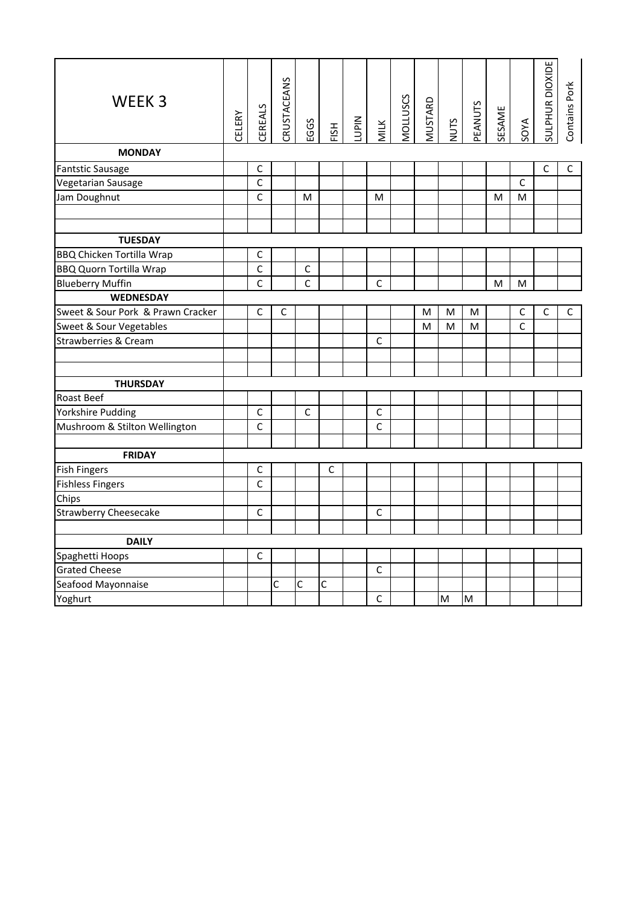| WEEK 3 | CELERY | CEREALS | CRUSTACEANS | EGGS | FISH | LUPIN | MILK | MOLLUSCS | MUSTARD | NUTS | PEANUTS | SESAME | SOYA | SULPHUR DIOXIDE | Contains Pork |
|---|---|---|---|---|---|---|---|---|---|---|---|---|---|---|---|
| **MONDAY** | | | | | | | | | | | | | | | |
| Fantstic Sausage | | C | | | | | | | | | | | | C | C |
| Vegetarian Sausage | | C | | | | | | | | | | | C | | |
| Jam Doughnut | | C | | M | | | M | | | | | M | M | | |
| | | | | | | | | | | | | | | | |
| | | | | | | | | | | | | | | | |
| **TUESDAY** | | | | | | | | | | | | | | | |
| BBQ Chicken Tortilla Wrap | | C | | | | | | | | | | | | | |
| BBQ Quorn Tortilla Wrap | | C | | C | | | | | | | | | | | |
| Blueberry Muffin | | C | | C | | | C | | | | | M | M | | |
| **WEDNESDAY** | | | | | | | | | | | | | | | |
| Sweet & Sour Pork & Prawn Cracker | | C | C | | | | | | M | M | M | | C | C | C |
| Sweet & Sour Vegetables | | | | | | | | | M | M | M | | C | | |
| Strawberries & Cream | | | | | | | C | | | | | | | | |
| | | | | | | | | | | | | | | | |
| | | | | | | | | | | | | | | | |
| **THURSDAY** | | | | | | | | | | | | | | | |
| Roast Beef | | | | | | | | | | | | | | | |
| Yorkshire Pudding | | C | | C | | | C | | | | | | | | |
| Mushroom & Stilton Wellington | | C | | | | | C | | | | | | | | |
| | | | | | | | | | | | | | | | |
| **FRIDAY** | | | | | | | | | | | | | | | |
| Fish Fingers | | C | | | C | | | | | | | | | | |
| Fishless Fingers | | C | | | | | | | | | | | | | |
| Chips | | | | | | | | | | | | | | | |
| Strawberry Cheesecake | | C | | | | | C | | | | | | | | |
| | | | | | | | | | | | | | | | |
| **DAILY** | | | | | | | | | | | | | | | |
| Spaghetti Hoops | | C | | | | | | | | | | | | | |
| Grated Cheese | | | | | | | C | | | | | | | | |
| Seafood Mayonnaise | | | C | C | C | | | | | | | | | | |
| Yoghurt | | | | | | | C | | | M | M | | | | |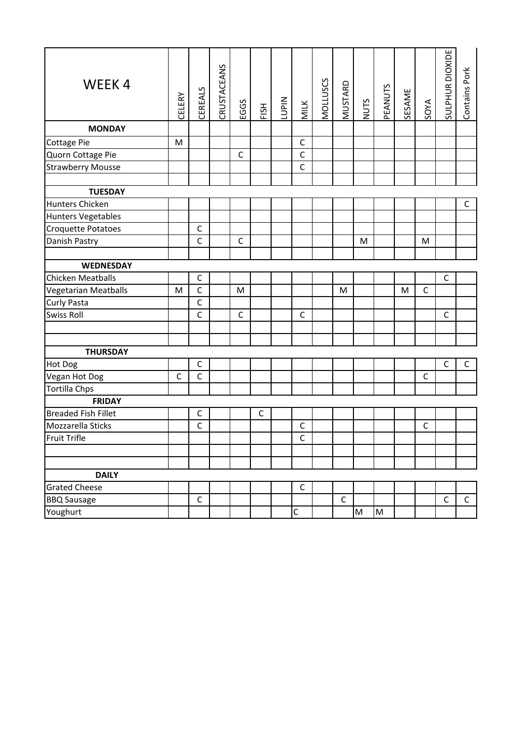| WEEK 4 | CELERY | CEREALS | CRUSTACEANS | EGGS | FISH | LUPIN | MILK | MOLLUSCS | MUSTARD | NUTS | PEANUTS | SESAME | SOYA | SULPHUR DIOXIDE | Contains Pork |
|---|---|---|---|---|---|---|---|---|---|---|---|---|---|---|---|
| **MONDAY** | | | | | | | | | | | | | | | |
| Cottage Pie | M | | | | | | C | | | | | | | | |
| Quorn Cottage Pie | | | | C | | | C | | | | | | | | |
| Strawberry Mousse | | | | | | | C | | | | | | | | |
| | | | | | | | | | | | | | | | |
| **TUESDAY** | | | | | | | | | | | | | | | |
| Hunters Chicken | | | | | | | | | | | | | | | C |
| Hunters Vegetables | | | | | | | | | | | | | | | |
| Croquette Potatoes | | C | | | | | | | | | | | | | |
| Danish Pastry | | C | | C | | | | | | M | | | M | | |
| | | | | | | | | | | | | | | | |
| **WEDNESDAY** | | | | | | | | | | | | | | | |
| Chicken Meatballs | | C | | | | | | | | | | | | C | |
| Vegetarian Meatballs | M | C | | M | | | | | M | | | M | C | | |
| Curly Pasta | | C | | | | | | | | | | | | | |
| Swiss Roll | | C | | C | | | C | | | | | | | C | |
| | | | | | | | | | | | | | | | |
| | | | | | | | | | | | | | | | |
| **THURSDAY** | | | | | | | | | | | | | | | |
| Hot Dog | | C | | | | | | | | | | | | C | C |
| Vegan Hot Dog | C | C | | | | | | | | | | | C | | |
| Tortilla Chps | | | | | | | | | | | | | | | |
| **FRIDAY** | | | | | | | | | | | | | | | |
| Breaded Fish Fillet | | C | | | C | | | | | | | | | | |
| Mozzarella Sticks | | C | | | | | C | | | | | | C | | |
| Fruit Trifle | | | | | | | C | | | | | | | | |
| | | | | | | | | | | | | | | | |
| | | | | | | | | | | | | | | | |
| **DAILY** | | | | | | | | | | | | | | | |
| Grated Cheese | | | | | | | C | | | | | | | | |
| BBQ Sausage | | C | | | | | | | C | | | | | C | C |
| Youghurt | | | | | | | C | | | M | M | | | | |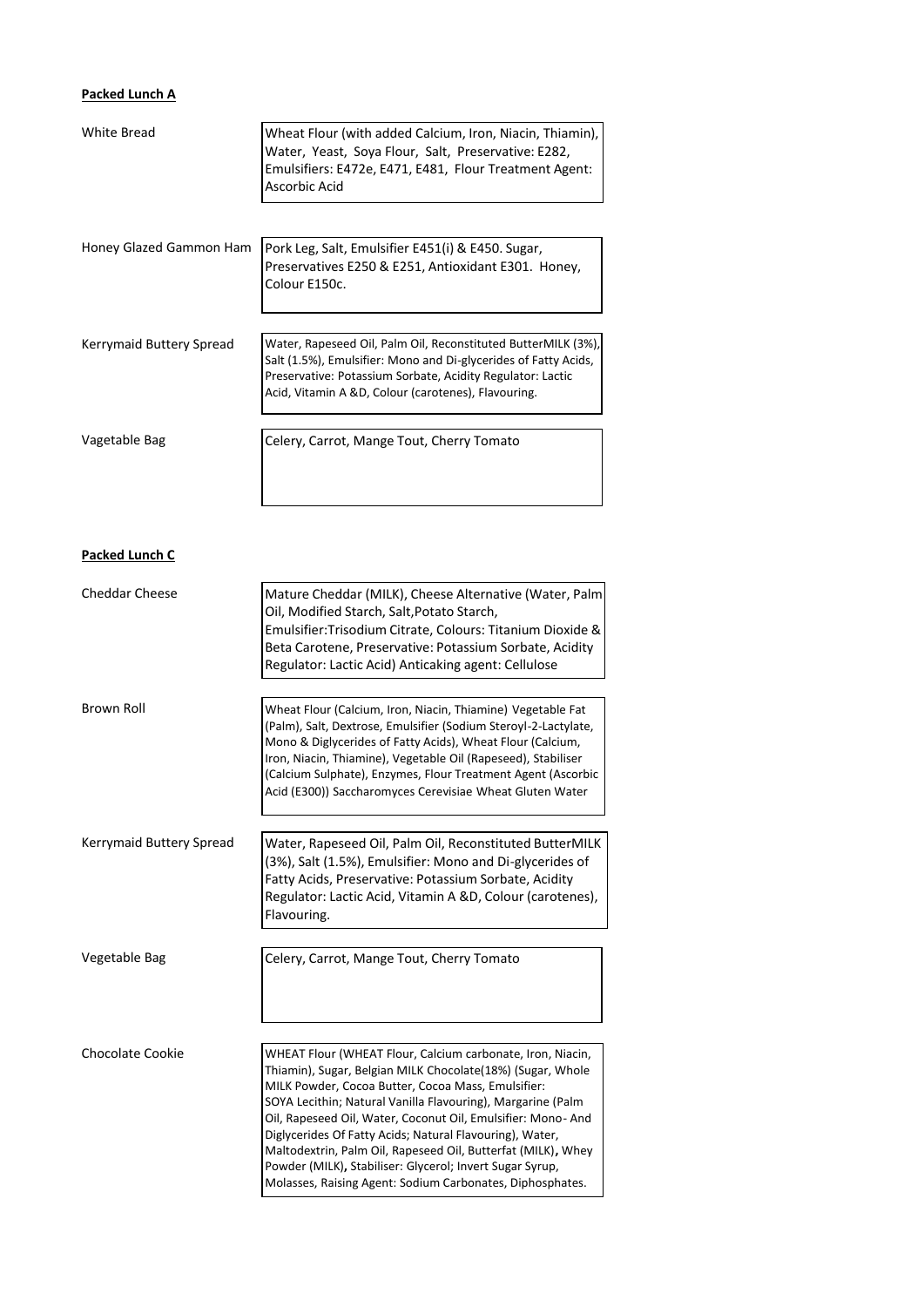**Packed Lunch A**

| | |
|---|---|
| White Bread | Wheat Flour (with added Calcium, Iron, Niacin, Thiamin), Water, Yeast, Soya Flour, Salt, Preservative: E282, Emulsifiers: E472e, E471, E481, Flour Treatment Agent: Ascorbic Acid |
| Honey Glazed Gammon Ham | Pork Leg, Salt, Emulsifier E451(i) & E450. Sugar, Preservatives E250 & E251, Antioxidant E301. Honey, Colour E150c. |
| Kerrymaid Buttery Spread | Water, Rapeseed Oil, Palm Oil, Reconstituted ButterMILK (3%), Salt (1.5%), Emulsifier: Mono and Di-glycerides of Fatty Acids, Preservative: Potassium Sorbate, Acidity Regulator: Lactic Acid, Vitamin A &D, Colour (carotenes), Flavouring. |
| Vagetable Bag | Celery, Carrot, Mange Tout, Cherry Tomato |

**Packed Lunch C**

| | |
|---|---|
| Cheddar Cheese | Mature Cheddar (MILK), Cheese Alternative (Water, Palm Oil, Modified Starch, Salt,Potato Starch, Emulsifier:Trisodium Citrate, Colours: Titanium Dioxide & Beta Carotene, Preservative: Potassium Sorbate, Acidity Regulator: Lactic Acid) Anticaking agent: Cellulose |
| Brown Roll | Wheat Flour (Calcium, Iron, Niacin, Thiamine) Vegetable Fat (Palm), Salt, Dextrose, Emulsifier (Sodium Steroyl-2-Lactylate, Mono & Diglycerides of Fatty Acids), Wheat Flour (Calcium, Iron, Niacin, Thiamine), Vegetable Oil (Rapeseed), Stabiliser (Calcium Sulphate), Enzymes, Flour Treatment Agent (Ascorbic Acid (E300)) Saccharomyces Cerevisiae Wheat Gluten Water |
| Kerrymaid Buttery Spread | Water, Rapeseed Oil, Palm Oil, Reconstituted ButterMILK (3%), Salt (1.5%), Emulsifier: Mono and Di-glycerides of Fatty Acids, Preservative: Potassium Sorbate, Acidity Regulator: Lactic Acid, Vitamin A &D, Colour (carotenes), Flavouring. |
| Vegetable Bag | Celery, Carrot, Mange Tout, Cherry Tomato |
| Chocolate Cookie | WHEAT Flour (WHEAT Flour, Calcium carbonate, Iron, Niacin, Thiamin), Sugar, Belgian MILK Chocolate(18%) (Sugar, Whole MILK Powder, Cocoa Butter, Cocoa Mass, Emulsifier: SOYA Lecithin; Natural Vanilla Flavouring), Margarine (Palm Oil, Rapeseed Oil, Water, Coconut Oil, Emulsifier: Mono- And Diglycerides Of Fatty Acids; Natural Flavouring), Water, Maltodextrin, Palm Oil, Rapeseed Oil, Butterfat (MILK), Whey Powder (MILK), Stabiliser: Glycerol; Invert Sugar Syrup, Molasses, Raising Agent: Sodium Carbonates, Diphosphates. |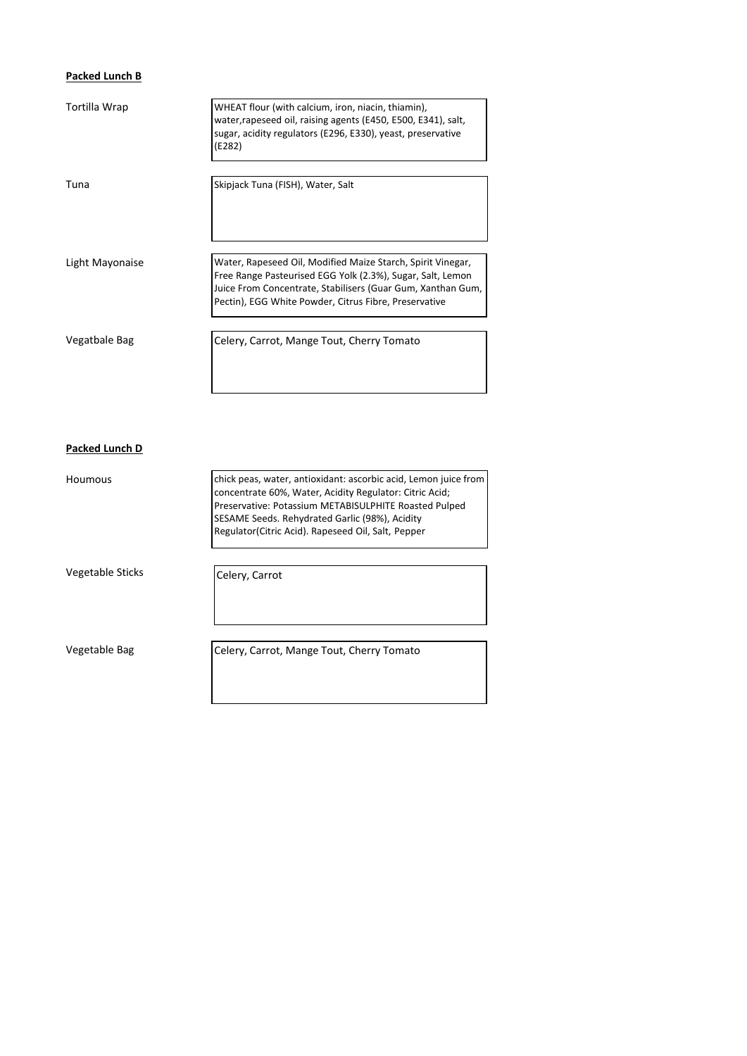**Packed Lunch B**

| | |
|---|---|
| Tortilla Wrap | WHEAT flour (with calcium, iron, niacin, thiamin), water,rapeseed oil, raising agents (E450, E500, E341), salt, sugar, acidity regulators (E296, E330), yeast, preservative (E282) |
| Tuna | Skipjack Tuna (FISH), Water, Salt |
| Light Mayonaise | Water, Rapeseed Oil, Modified Maize Starch, Spirit Vinegar, Free Range Pasteurised EGG Yolk (2.3%), Sugar, Salt, Lemon Juice From Concentrate, Stabilisers (Guar Gum, Xanthan Gum, Pectin), EGG White Powder, Citrus Fibre, Preservative |
| Vegatbale Bag | Celery, Carrot, Mange Tout, Cherry Tomato |

**Packed Lunch D**

| | |
|---|---|
| Houmous | chick peas, water, antioxidant: ascorbic acid, Lemon juice from concentrate 60%, Water, Acidity Regulator: Citric Acid; Preservative: Potassium METABISULPHITE Roasted Pulped SESAME Seeds. Rehydrated Garlic (98%), Acidity Regulator(Citric Acid). Rapeseed Oil, Salt, Pepper |
| Vegetable Sticks | Celery, Carrot |
| Vegetable Bag | Celery, Carrot, Mange Tout, Cherry Tomato |